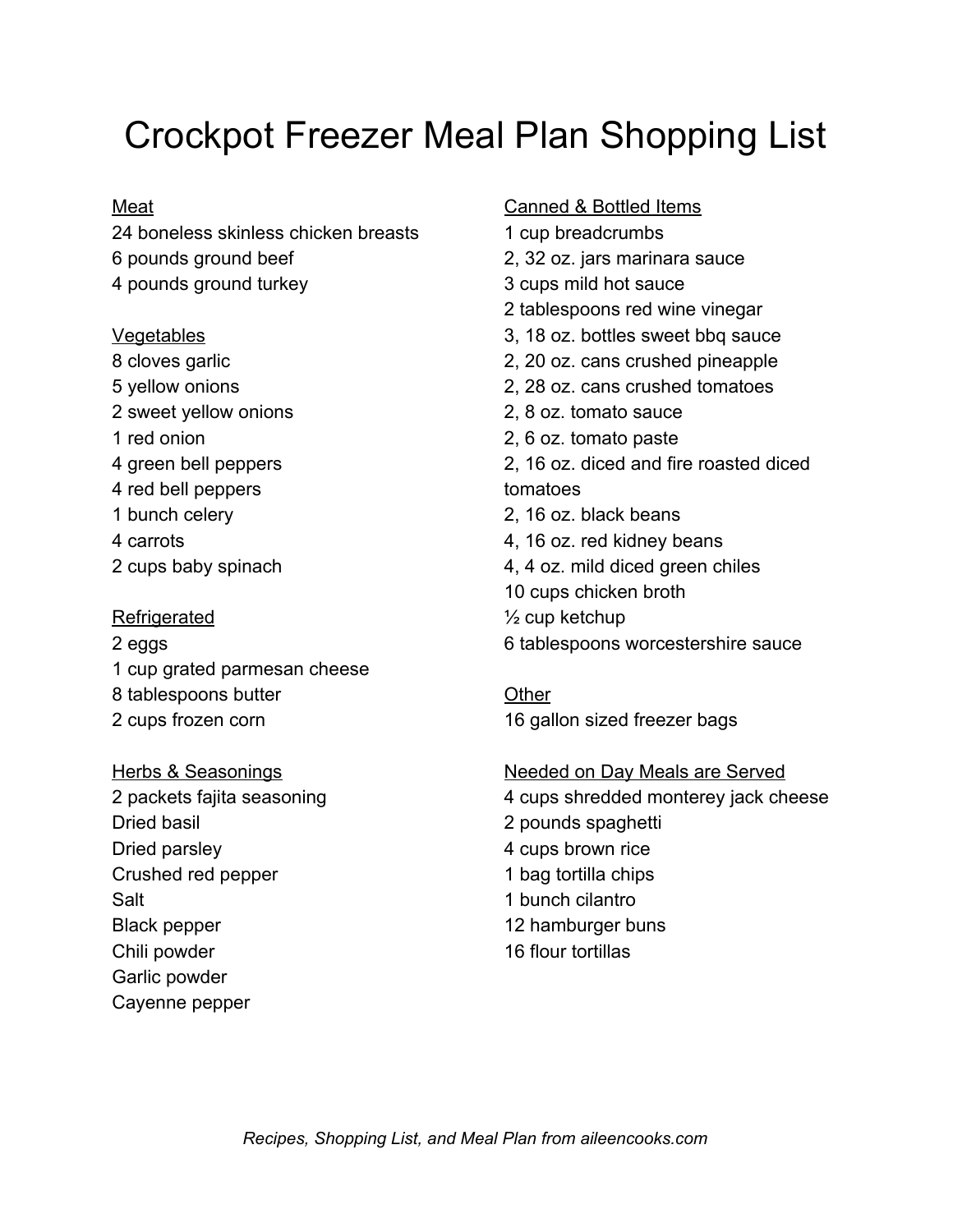# Crockpot Freezer Meal Plan Shopping List

## Meat

24 boneless skinless chicken breasts
6 pounds ground beef
4 pounds ground turkey

## Vegetables

8 cloves garlic
5 yellow onions
2 sweet yellow onions
1 red onion
4 green bell peppers
4 red bell peppers
1 bunch celery
4 carrots
2 cups baby spinach

## Refrigerated

2 eggs
1 cup grated parmesan cheese
8 tablespoons butter
2 cups frozen corn

## Herbs & Seasonings

2 packets fajita seasoning
Dried basil
Dried parsley
Crushed red pepper
Salt
Black pepper
Chili powder
Garlic powder
Cayenne pepper

## Canned & Bottled Items

1 cup breadcrumbs
2, 32 oz. jars marinara sauce
3 cups mild hot sauce
2 tablespoons red wine vinegar
3, 18 oz. bottles sweet bbq sauce
2, 20 oz. cans crushed pineapple
2, 28 oz. cans crushed tomatoes
2, 8 oz. tomato sauce
2, 6 oz. tomato paste
2, 16 oz. diced and fire roasted diced tomatoes
2, 16 oz. black beans
4, 16 oz. red kidney beans
4, 4 oz. mild diced green chiles
10 cups chicken broth
½ cup ketchup
6 tablespoons worcestershire sauce

## Other

16 gallon sized freezer bags

## Needed on Day Meals are Served

4 cups shredded monterey jack cheese
2 pounds spaghetti
4 cups brown rice
1 bag tortilla chips
1 bunch cilantro
12 hamburger buns
16 flour tortillas

*Recipes, Shopping List, and Meal Plan from aileencooks.com*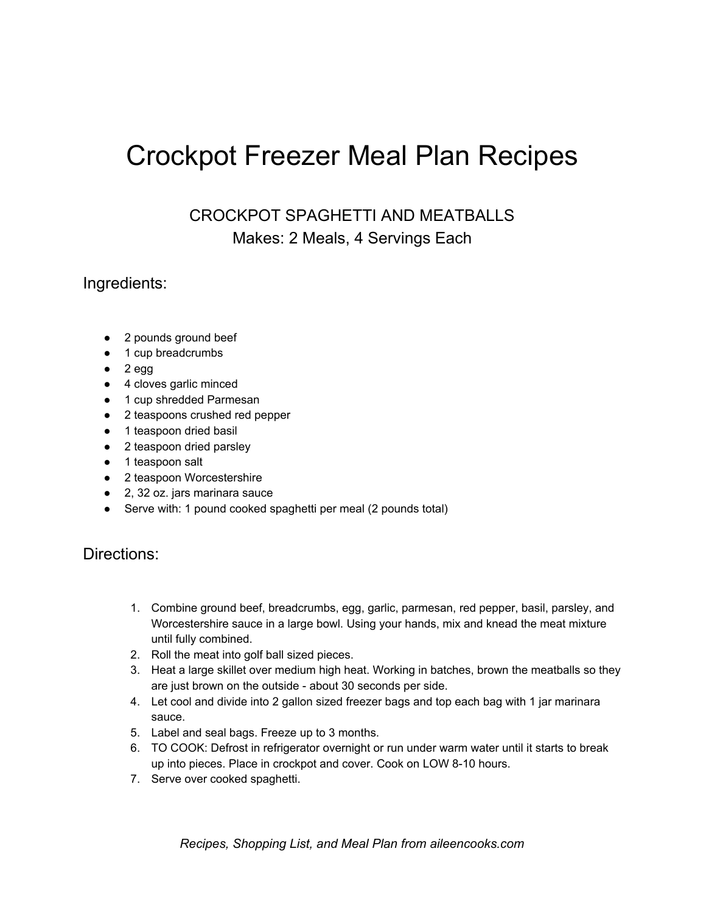# Crockpot Freezer Meal Plan Recipes

## CROCKPOT SPAGHETTI AND MEATBALLS
Makes: 2 Meals, 4 Servings Each

### Ingredients:

- 2 pounds ground beef
- 1 cup breadcrumbs
- 2 egg
- 4 cloves garlic minced
- 1 cup shredded Parmesan
- 2 teaspoons crushed red pepper
- 1 teaspoon dried basil
- 2 teaspoon dried parsley
- 1 teaspoon salt
- 2 teaspoon Worcestershire
- 2, 32 oz. jars marinara sauce
- Serve with: 1 pound cooked spaghetti per meal (2 pounds total)

### Directions:

1. Combine ground beef, breadcrumbs, egg, garlic, parmesan, red pepper, basil, parsley, and Worcestershire sauce in a large bowl. Using your hands, mix and knead the meat mixture until fully combined.
2. Roll the meat into golf ball sized pieces.
3. Heat a large skillet over medium high heat. Working in batches, brown the meatballs so they are just brown on the outside - about 30 seconds per side.
4. Let cool and divide into 2 gallon sized freezer bags and top each bag with 1 jar marinara sauce.
5. Label and seal bags. Freeze up to 3 months.
6. TO COOK: Defrost in refrigerator overnight or run under warm water until it starts to break up into pieces. Place in crockpot and cover. Cook on LOW 8-10 hours.
7. Serve over cooked spaghetti.

*Recipes, Shopping List, and Meal Plan from aileencooks.com*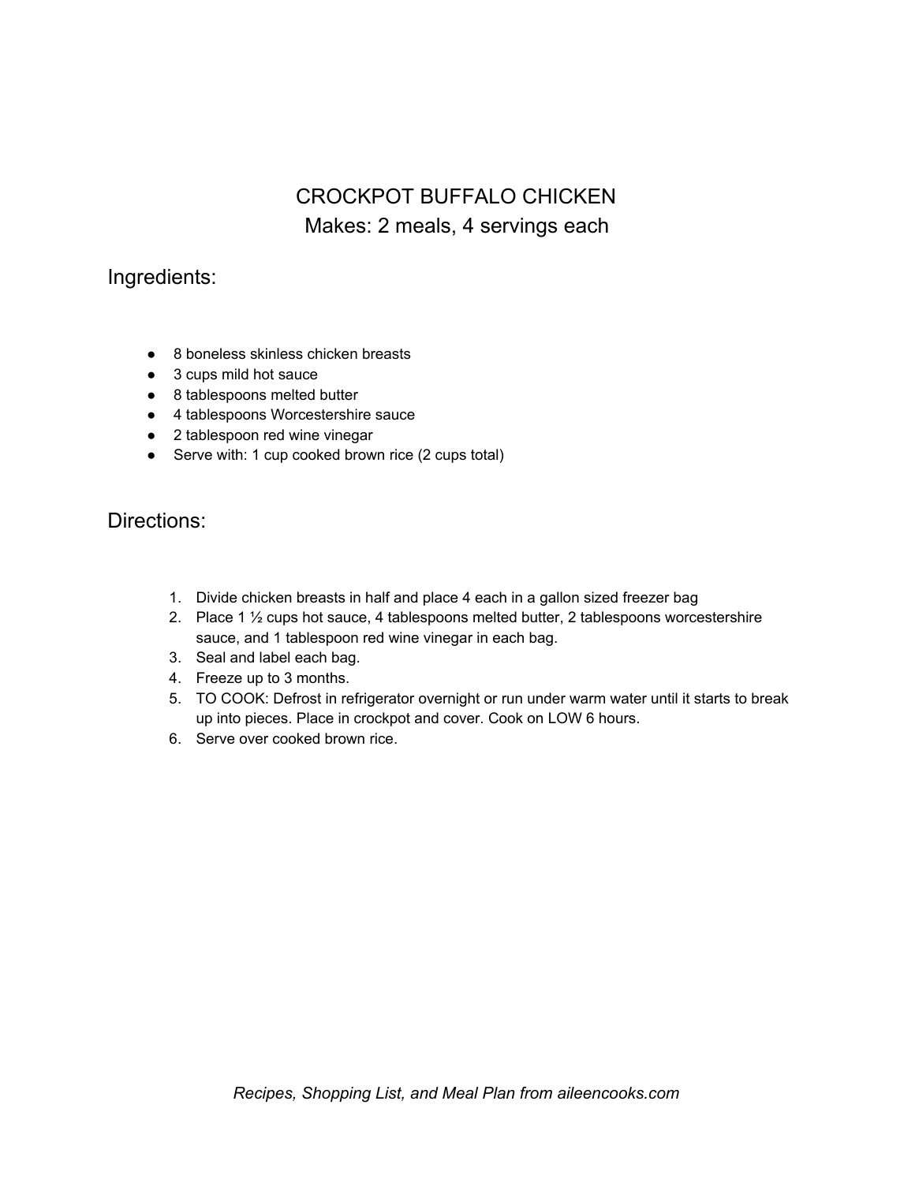# CROCKPOT BUFFALO CHICKEN
Makes: 2 meals, 4 servings each

## Ingredients:

- 8 boneless skinless chicken breasts
- 3 cups mild hot sauce
- 8 tablespoons melted butter
- 4 tablespoons Worcestershire sauce
- 2 tablespoon red wine vinegar
- Serve with: 1 cup cooked brown rice (2 cups total)

## Directions:

1. Divide chicken breasts in half and place 4 each in a gallon sized freezer bag
2. Place 1 ½ cups hot sauce, 4 tablespoons melted butter, 2 tablespoons worcestershire sauce, and 1 tablespoon red wine vinegar in each bag.
3. Seal and label each bag.
4. Freeze up to 3 months.
5. TO COOK: Defrost in refrigerator overnight or run under warm water until it starts to break up into pieces. Place in crockpot and cover. Cook on LOW 6 hours.
6. Serve over cooked brown rice.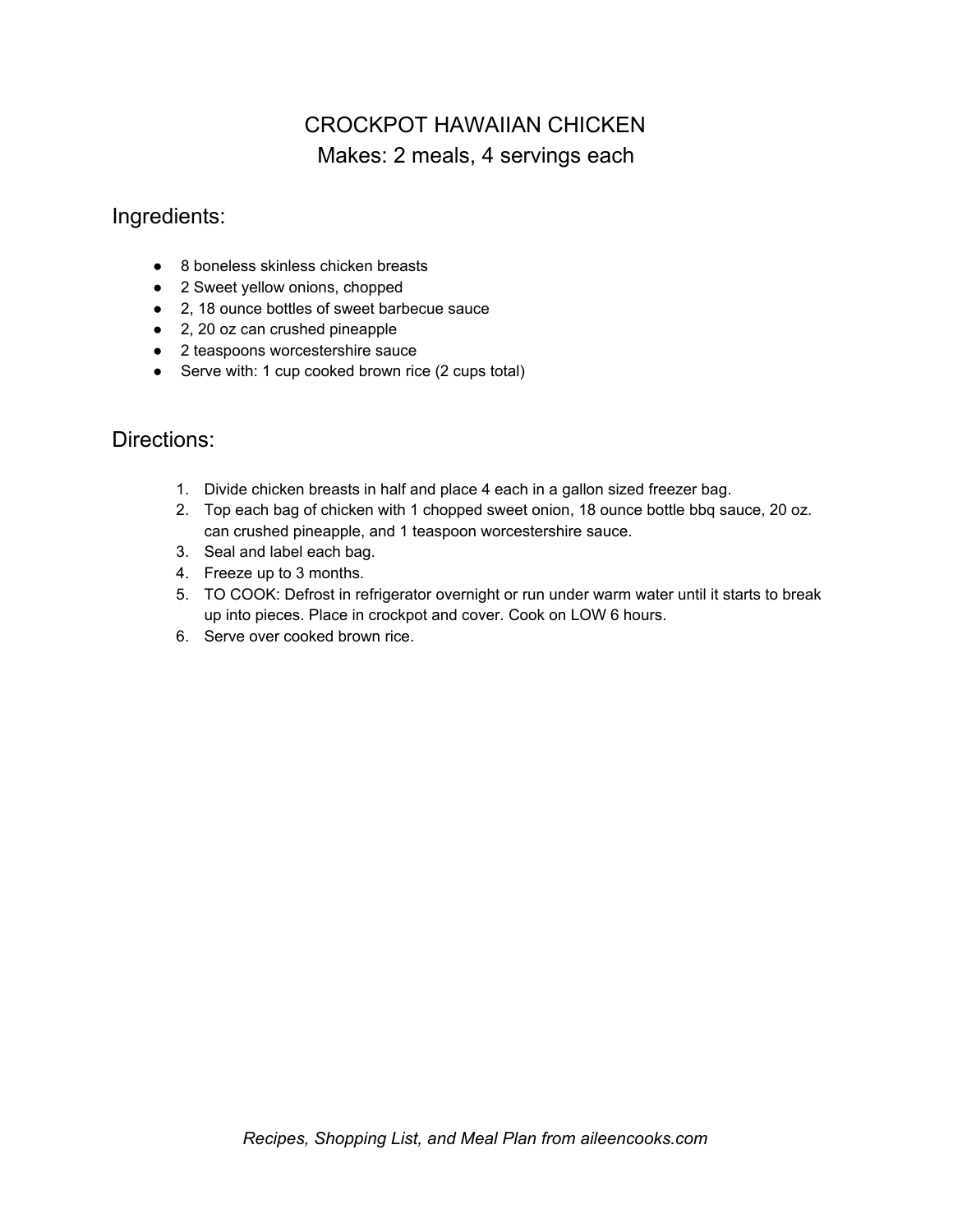# CROCKPOT HAWAIIAN CHICKEN

Makes: 2 meals, 4 servings each

## Ingredients:

- 8 boneless skinless chicken breasts
- 2 Sweet yellow onions, chopped
- 2, 18 ounce bottles of sweet barbecue sauce
- 2, 20 oz can crushed pineapple
- 2 teaspoons worcestershire sauce
- Serve with: 1 cup cooked brown rice (2 cups total)

## Directions:

1. Divide chicken breasts in half and place 4 each in a gallon sized freezer bag.
2. Top each bag of chicken with 1 chopped sweet onion, 18 ounce bottle bbq sauce, 20 oz. can crushed pineapple, and 1 teaspoon worcestershire sauce.
3. Seal and label each bag.
4. Freeze up to 3 months.
5. TO COOK: Defrost in refrigerator overnight or run under warm water until it starts to break up into pieces. Place in crockpot and cover. Cook on LOW 6 hours.
6. Serve over cooked brown rice.

*Recipes, Shopping List, and Meal Plan from aileencooks.com*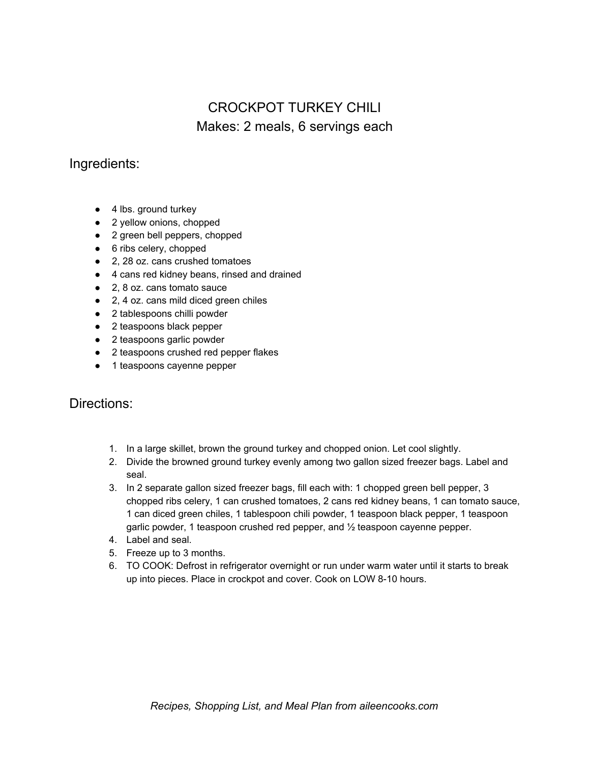# CROCKPOT TURKEY CHILI

Makes: 2 meals, 6 servings each

## Ingredients:

- 4 lbs. ground turkey
- 2 yellow onions, chopped
- 2 green bell peppers, chopped
- 6 ribs celery, chopped
- 2, 28 oz. cans crushed tomatoes
- 4 cans red kidney beans, rinsed and drained
- 2, 8 oz. cans tomato sauce
- 2, 4 oz. cans mild diced green chiles
- 2 tablespoons chilli powder
- 2 teaspoons black pepper
- 2 teaspoons garlic powder
- 2 teaspoons crushed red pepper flakes
- 1 teaspoons cayenne pepper

## Directions:

1. In a large skillet, brown the ground turkey and chopped onion. Let cool slightly.
2. Divide the browned ground turkey evenly among two gallon sized freezer bags. Label and seal.
3. In 2 separate gallon sized freezer bags, fill each with: 1 chopped green bell pepper, 3 chopped ribs celery, 1 can crushed tomatoes, 2 cans red kidney beans, 1 can tomato sauce, 1 can diced green chiles, 1 tablespoon chili powder, 1 teaspoon black pepper, 1 teaspoon garlic powder, 1 teaspoon crushed red pepper, and ½ teaspoon cayenne pepper.
4. Label and seal.
5. Freeze up to 3 months.
6. TO COOK: Defrost in refrigerator overnight or run under warm water until it starts to break up into pieces. Place in crockpot and cover. Cook on LOW 8-10 hours.

*Recipes, Shopping List, and Meal Plan from aileencooks.com*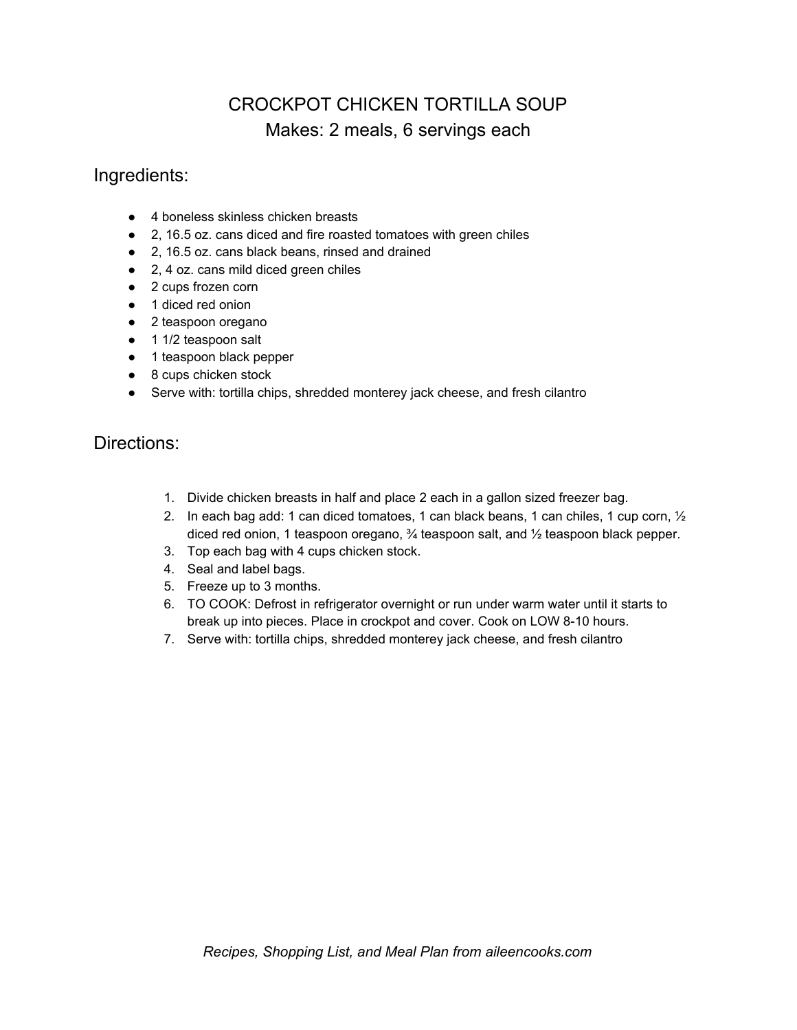# CROCKPOT CHICKEN TORTILLA SOUP

Makes: 2 meals, 6 servings each

## Ingredients:

- 4 boneless skinless chicken breasts
- 2, 16.5 oz. cans diced and fire roasted tomatoes with green chiles
- 2, 16.5 oz. cans black beans, rinsed and drained
- 2, 4 oz. cans mild diced green chiles
- 2 cups frozen corn
- 1 diced red onion
- 2 teaspoon oregano
- 1 1/2 teaspoon salt
- 1 teaspoon black pepper
- 8 cups chicken stock
- Serve with: tortilla chips, shredded monterey jack cheese, and fresh cilantro

## Directions:

1. Divide chicken breasts in half and place 2 each in a gallon sized freezer bag.
2. In each bag add: 1 can diced tomatoes, 1 can black beans, 1 can chiles, 1 cup corn, ½ diced red onion, 1 teaspoon oregano, ¾ teaspoon salt, and ½ teaspoon black pepper.
3. Top each bag with 4 cups chicken stock.
4. Seal and label bags.
5. Freeze up to 3 months.
6. TO COOK: Defrost in refrigerator overnight or run under warm water until it starts to break up into pieces. Place in crockpot and cover. Cook on LOW 8-10 hours.
7. Serve with: tortilla chips, shredded monterey jack cheese, and fresh cilantro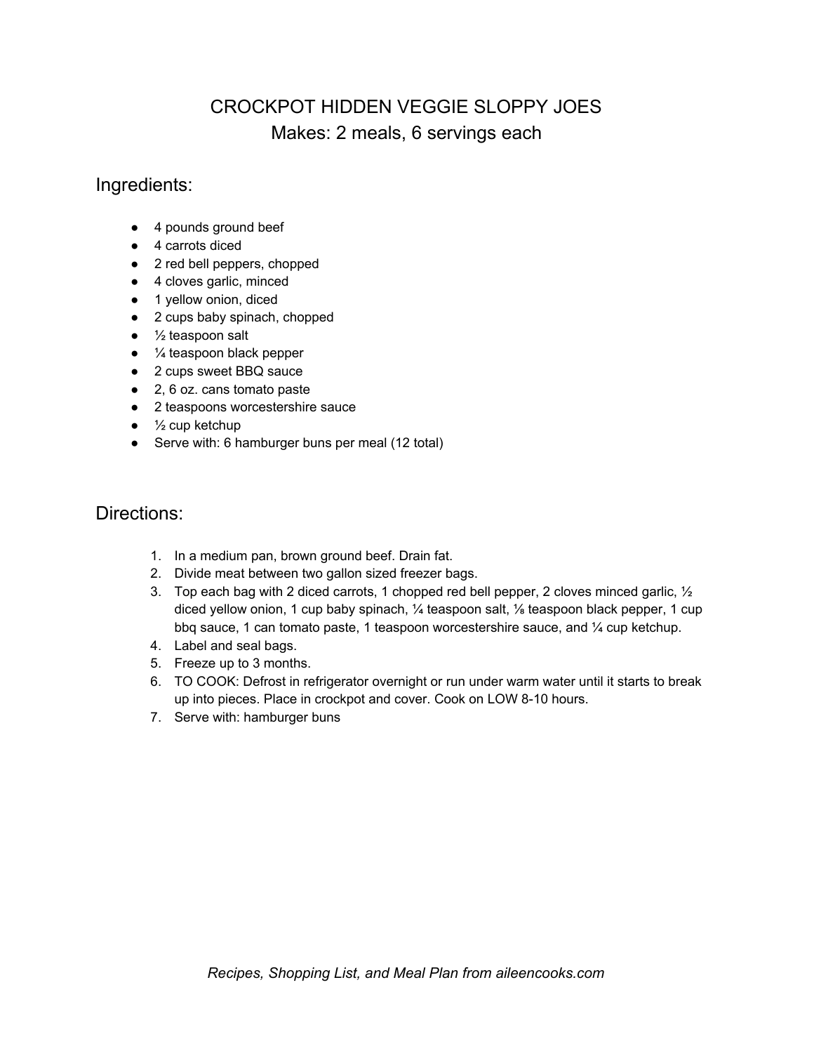# CROCKPOT HIDDEN VEGGIE SLOPPY JOES

Makes: 2 meals, 6 servings each

## Ingredients:

- 4 pounds ground beef
- 4 carrots diced
- 2 red bell peppers, chopped
- 4 cloves garlic, minced
- 1 yellow onion, diced
- 2 cups baby spinach, chopped
- ½ teaspoon salt
- ¼ teaspoon black pepper
- 2 cups sweet BBQ sauce
- 2, 6 oz. cans tomato paste
- 2 teaspoons worcestershire sauce
- ½ cup ketchup
- Serve with: 6 hamburger buns per meal (12 total)

## Directions:

1. In a medium pan, brown ground beef. Drain fat.
2. Divide meat between two gallon sized freezer bags.
3. Top each bag with 2 diced carrots, 1 chopped red bell pepper, 2 cloves minced garlic, ½ diced yellow onion, 1 cup baby spinach, ¼ teaspoon salt, ⅛ teaspoon black pepper, 1 cup bbq sauce, 1 can tomato paste, 1 teaspoon worcestershire sauce, and ¼ cup ketchup.
4. Label and seal bags.
5. Freeze up to 3 months.
6. TO COOK: Defrost in refrigerator overnight or run under warm water until it starts to break up into pieces. Place in crockpot and cover. Cook on LOW 8-10 hours.
7. Serve with: hamburger buns

*Recipes, Shopping List, and Meal Plan from aileencooks.com*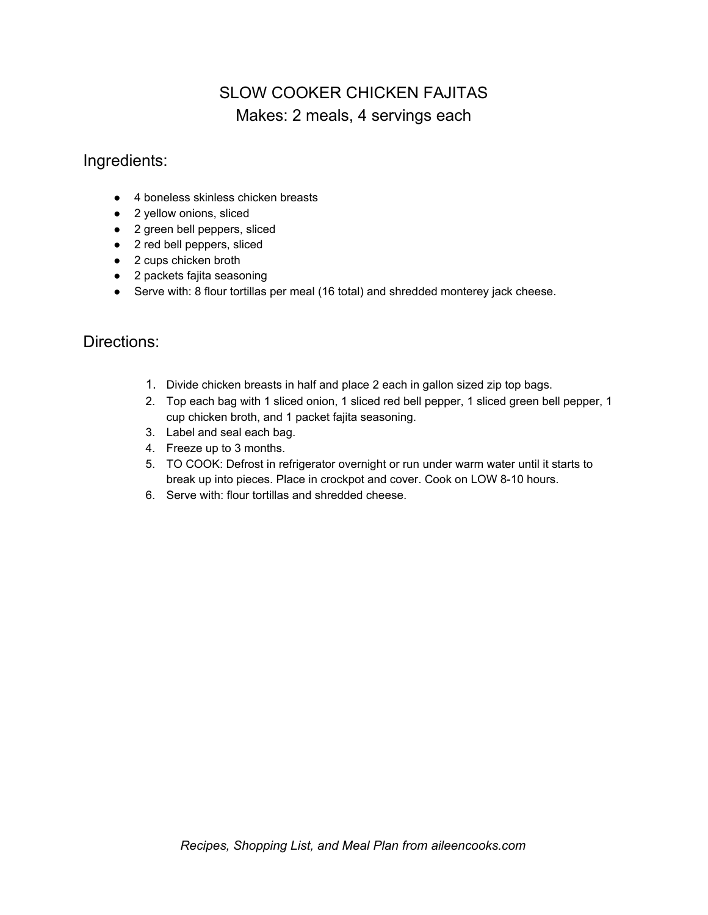# SLOW COOKER CHICKEN FAJITAS

Makes: 2 meals, 4 servings each

## Ingredients:

- 4 boneless skinless chicken breasts
- 2 yellow onions, sliced
- 2 green bell peppers, sliced
- 2 red bell peppers, sliced
- 2 cups chicken broth
- 2 packets fajita seasoning
- Serve with: 8 flour tortillas per meal (16 total) and shredded monterey jack cheese.

## Directions:

1. Divide chicken breasts in half and place 2 each in gallon sized zip top bags.
2. Top each bag with 1 sliced onion, 1 sliced red bell pepper, 1 sliced green bell pepper, 1 cup chicken broth, and 1 packet fajita seasoning.
3. Label and seal each bag.
4. Freeze up to 3 months.
5. TO COOK: Defrost in refrigerator overnight or run under warm water until it starts to break up into pieces. Place in crockpot and cover. Cook on LOW 8-10 hours.
6. Serve with: flour tortillas and shredded cheese.